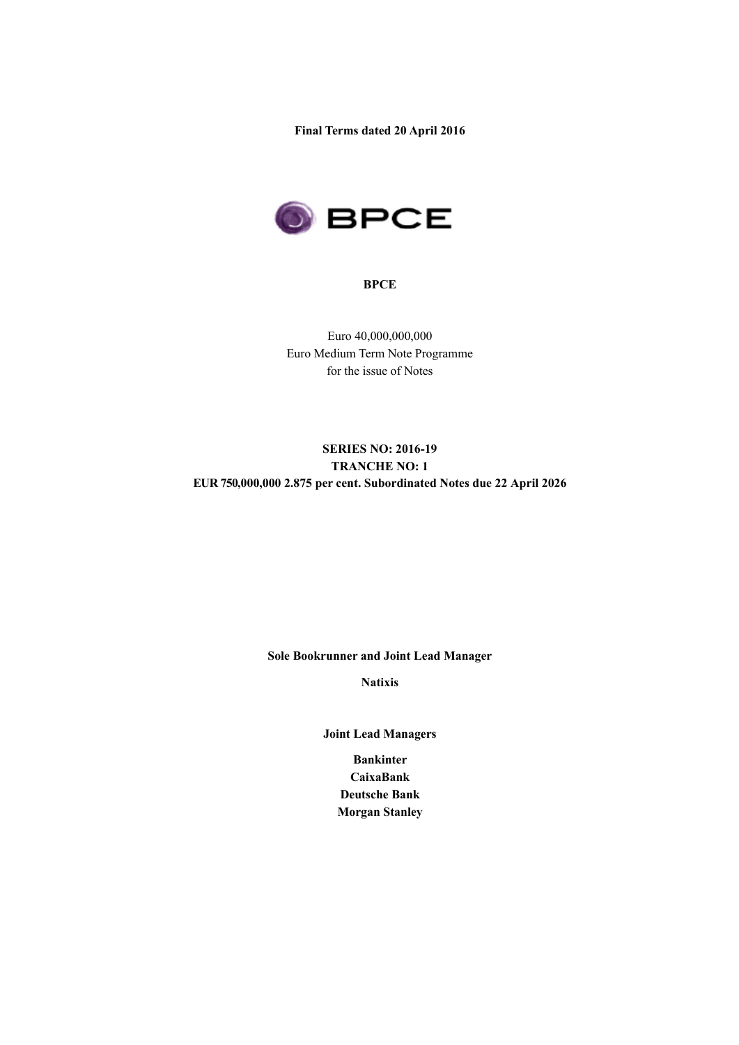**Final Terms dated 20 April 2016**

**BPCE**

Euro 40,000,000,000
Euro Medium Term Note Programme
for the issue of Notes

**SERIES NO: 2016-19**
**TRANCHE NO: 1**
**EUR 750,000,000 2.875 per cent. Subordinated Notes due 22 April 2026**

**Sole Bookrunner and Joint Lead Manager**

**Natixis**

**Joint Lead Managers**

**Bankinter**
**CaixaBank**
**Deutsche Bank**
**Morgan Stanley**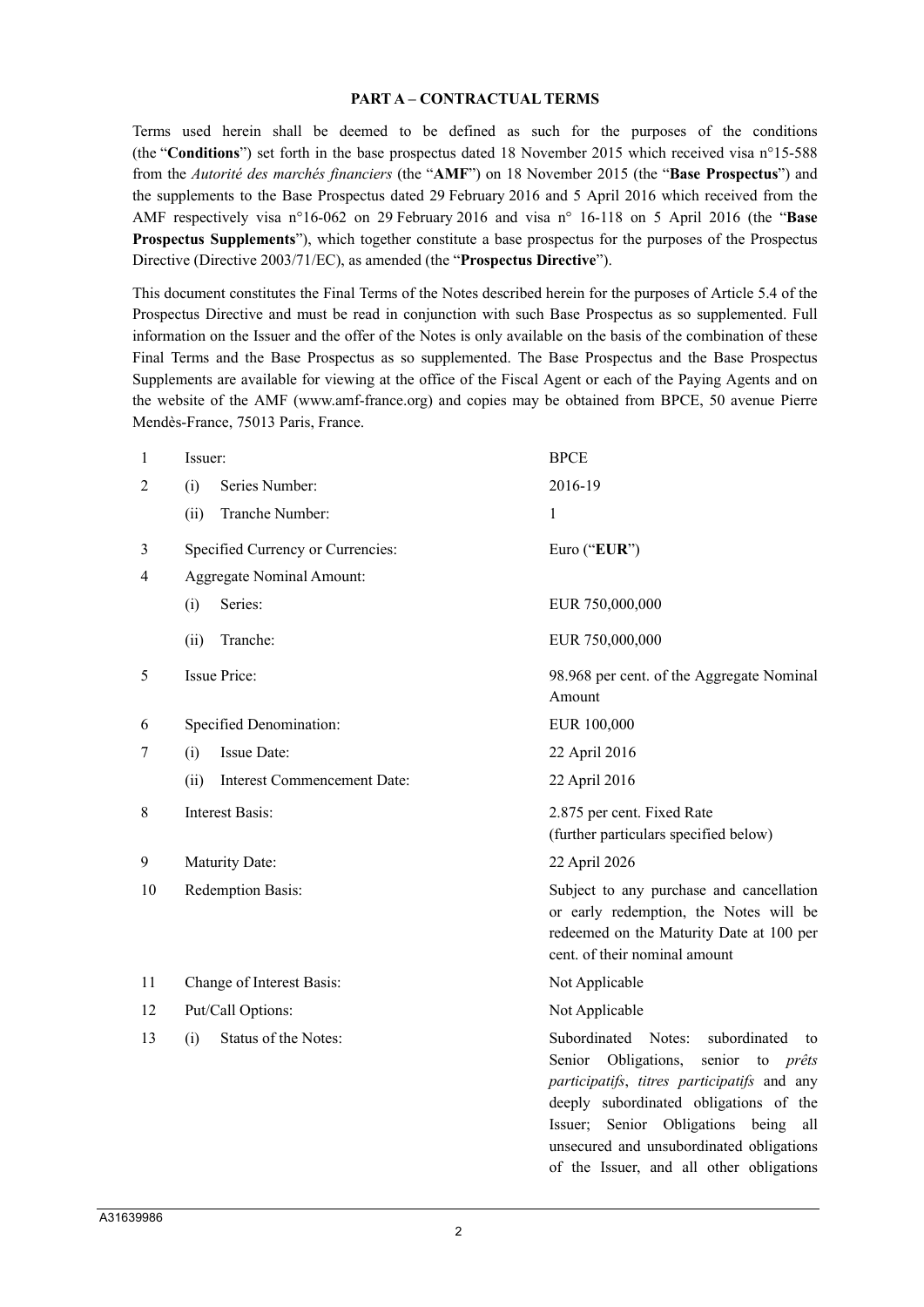**PART A – CONTRACTUAL TERMS**

Terms used herein shall be deemed to be defined as such for the purposes of the conditions (the "**Conditions**") set forth in the base prospectus dated 18 November 2015 which received visa n°15-588 from the *Autorité des marchés financiers* (the "**AMF**") on 18 November 2015 (the "**Base Prospectus**") and the supplements to the Base Prospectus dated 29 February 2016 and 5 April 2016 which received from the AMF respectively visa n°16-062 on 29 February 2016 and visa n° 16-118 on 5 April 2016 (the "**Base Prospectus Supplements**"), which together constitute a base prospectus for the purposes of the Prospectus Directive (Directive 2003/71/EC), as amended (the "**Prospectus Directive**").

This document constitutes the Final Terms of the Notes described herein for the purposes of Article 5.4 of the Prospectus Directive and must be read in conjunction with such Base Prospectus as so supplemented. Full information on the Issuer and the offer of the Notes is only available on the basis of the combination of these Final Terms and the Base Prospectus as so supplemented. The Base Prospectus and the Base Prospectus Supplements are available for viewing at the office of the Fiscal Agent or each of the Paying Agents and on the website of the AMF (www.amf-france.org) and copies may be obtained from BPCE, 50 avenue Pierre Mendès-France, 75013 Paris, France.

| | | |
|---|---|---|
| 1 | Issuer: | BPCE |
| 2 | (i) Series Number: | 2016-19 |
| | (ii) Tranche Number: | 1 |
| 3 | Specified Currency or Currencies: | Euro ("**EUR**") |
| 4 | Aggregate Nominal Amount: | |
| | (i) Series: | EUR 750,000,000 |
| | (ii) Tranche: | EUR 750,000,000 |
| 5 | Issue Price: | 98.968 per cent. of the Aggregate Nominal Amount |
| 6 | Specified Denomination: | EUR 100,000 |
| 7 | (i) Issue Date: | 22 April 2016 |
| | (ii) Interest Commencement Date: | 22 April 2016 |
| 8 | Interest Basis: | 2.875 per cent. Fixed Rate (further particulars specified below) |
| 9 | Maturity Date: | 22 April 2026 |
| 10 | Redemption Basis: | Subject to any purchase and cancellation or early redemption, the Notes will be redeemed on the Maturity Date at 100 per cent. of their nominal amount |
| 11 | Change of Interest Basis: | Not Applicable |
| 12 | Put/Call Options: | Not Applicable |
| 13 | (i) Status of the Notes: | Subordinated Notes: subordinated to Senior Obligations, senior to *prêts participatifs*, *titres participatifs* and any deeply subordinated obligations of the Issuer; Senior Obligations being all unsecured and unsubordinated obligations of the Issuer, and all other obligations |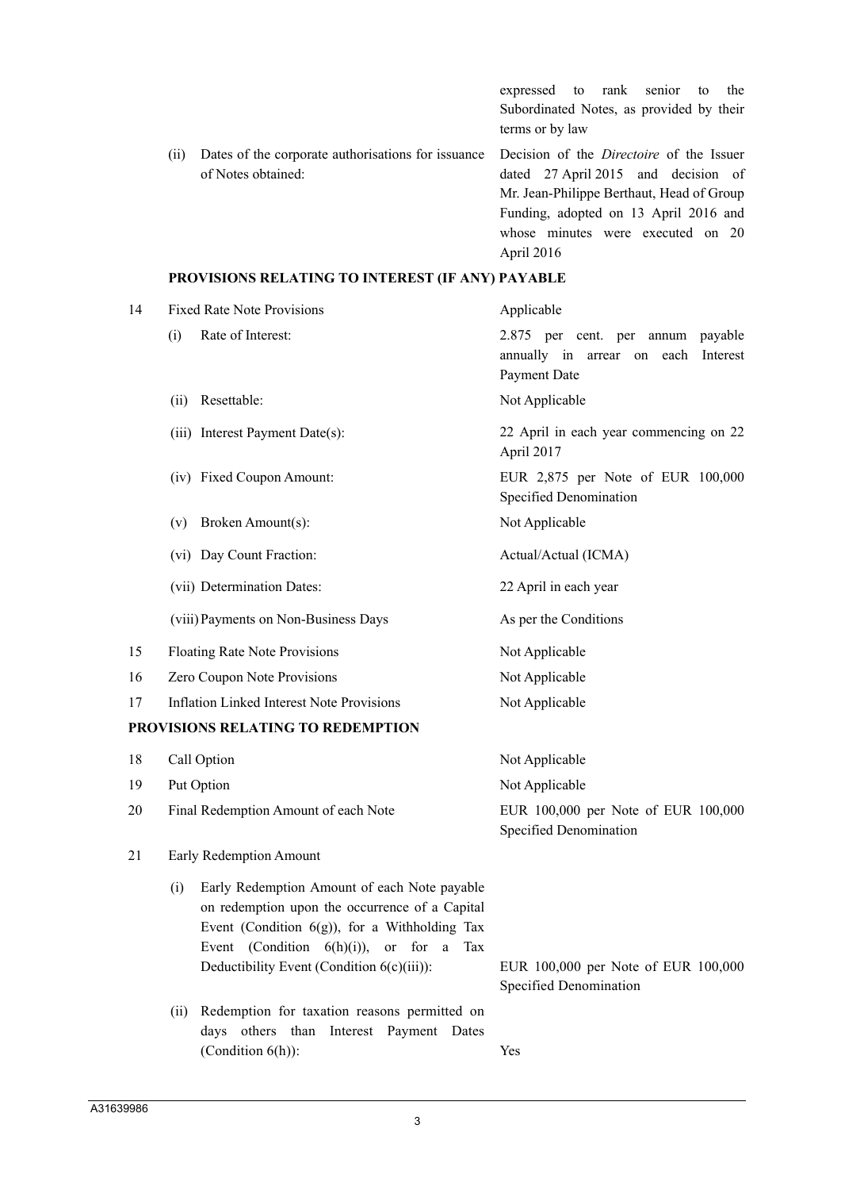| | | | |
|---|---|---|---|
| | | | expressed to rank senior to the Subordinated Notes, as provided by their terms or by law |
| | (ii) | Dates of the corporate authorisations for issuance of Notes obtained: | Decision of the *Directoire* of the Issuer dated 27 April 2015 and decision of Mr. Jean-Philippe Berthaut, Head of Group Funding, adopted on 13 April 2016 and whose minutes were executed on 20 April 2016 |

**PROVISIONS RELATING TO INTEREST (IF ANY) PAYABLE**

| | | | |
|---|---|---|---|
| 14 | | Fixed Rate Note Provisions | Applicable |
| | (i) | Rate of Interest: | 2.875 per cent. per annum payable annually in arrear on each Interest Payment Date |
| | (ii) | Resettable: | Not Applicable |
| | (iii) | Interest Payment Date(s): | 22 April in each year commencing on 22 April 2017 |
| | (iv) | Fixed Coupon Amount: | EUR 2,875 per Note of EUR 100,000 Specified Denomination |
| | (v) | Broken Amount(s): | Not Applicable |
| | (vi) | Day Count Fraction: | Actual/Actual (ICMA) |
| | (vii) | Determination Dates: | 22 April in each year |
| | (viii) | Payments on Non-Business Days | As per the Conditions |
| 15 | | Floating Rate Note Provisions | Not Applicable |
| 16 | | Zero Coupon Note Provisions | Not Applicable |
| 17 | | Inflation Linked Interest Note Provisions | Not Applicable |

**PROVISIONS RELATING TO REDEMPTION**

| | | | |
|---|---|---|---|
| 18 | | Call Option | Not Applicable |
| 19 | | Put Option | Not Applicable |
| 20 | | Final Redemption Amount of each Note | EUR 100,000 per Note of EUR 100,000 Specified Denomination |
| 21 | | Early Redemption Amount | |
| | (i) | Early Redemption Amount of each Note payable on redemption upon the occurrence of a Capital Event (Condition 6(g)), for a Withholding Tax Event (Condition 6(h)(i)), or for a Tax Deductibility Event (Condition 6(c)(iii)): | EUR 100,000 per Note of EUR 100,000 Specified Denomination |
| | (ii) | Redemption for taxation reasons permitted on days others than Interest Payment Dates (Condition 6(h)): | Yes |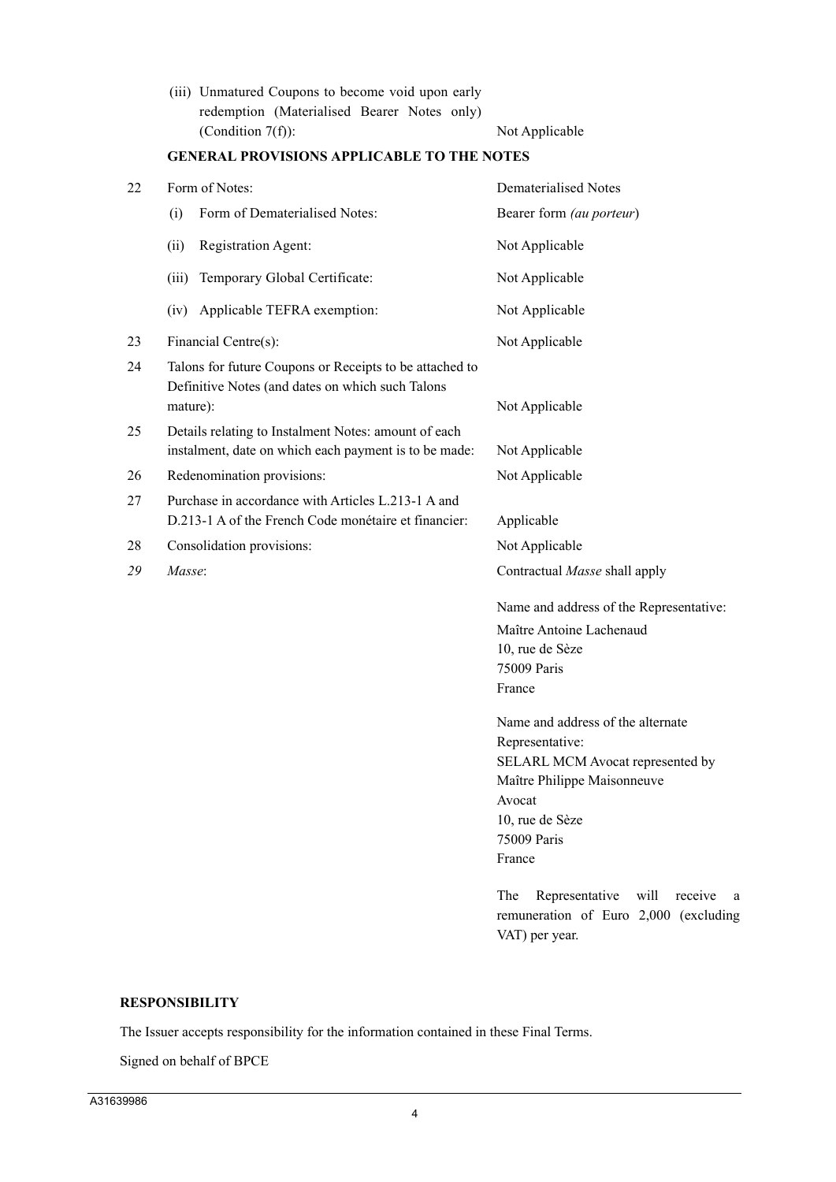| | | |
|---|---|---|
| | (iii) Unmatured Coupons to become void upon early redemption (Materialised Bearer Notes only) (Condition 7(f)): | Not Applicable |
| | **GENERAL PROVISIONS APPLICABLE TO THE NOTES** | |
| 22 | Form of Notes: | Dematerialised Notes |
| | (i) Form of Dematerialised Notes: | Bearer form *(au porteur)* |
| | (ii) Registration Agent: | Not Applicable |
| | (iii) Temporary Global Certificate: | Not Applicable |
| | (iv) Applicable TEFRA exemption: | Not Applicable |
| 23 | Financial Centre(s): | Not Applicable |
| 24 | Talons for future Coupons or Receipts to be attached to Definitive Notes (and dates on which such Talons mature): | Not Applicable |
| 25 | Details relating to Instalment Notes: amount of each instalment, date on which each payment is to be made: | Not Applicable |
| 26 | Redenomination provisions: | Not Applicable |
| 27 | Purchase in accordance with Articles L.213-1 A and D.213-1 A of the French Code monétaire et financier: | Applicable |
| 28 | Consolidation provisions: | Not Applicable |
| *29* | *Masse*: | Contractual *Masse* shall apply<br><br>Name and address of the Representative:<br>Maître Antoine Lachenaud<br>10, rue de Sèze<br>75009 Paris<br>France<br><br>Name and address of the alternate Representative:<br>SELARL MCM Avocat represented by Maître Philippe Maisonneuve<br>Avocat<br>10, rue de Sèze<br>75009 Paris<br>France<br><br>The Representative will receive a remuneration of Euro 2,000 (excluding VAT) per year. |

**RESPONSIBILITY**

The Issuer accepts responsibility for the information contained in these Final Terms.

Signed on behalf of BPCE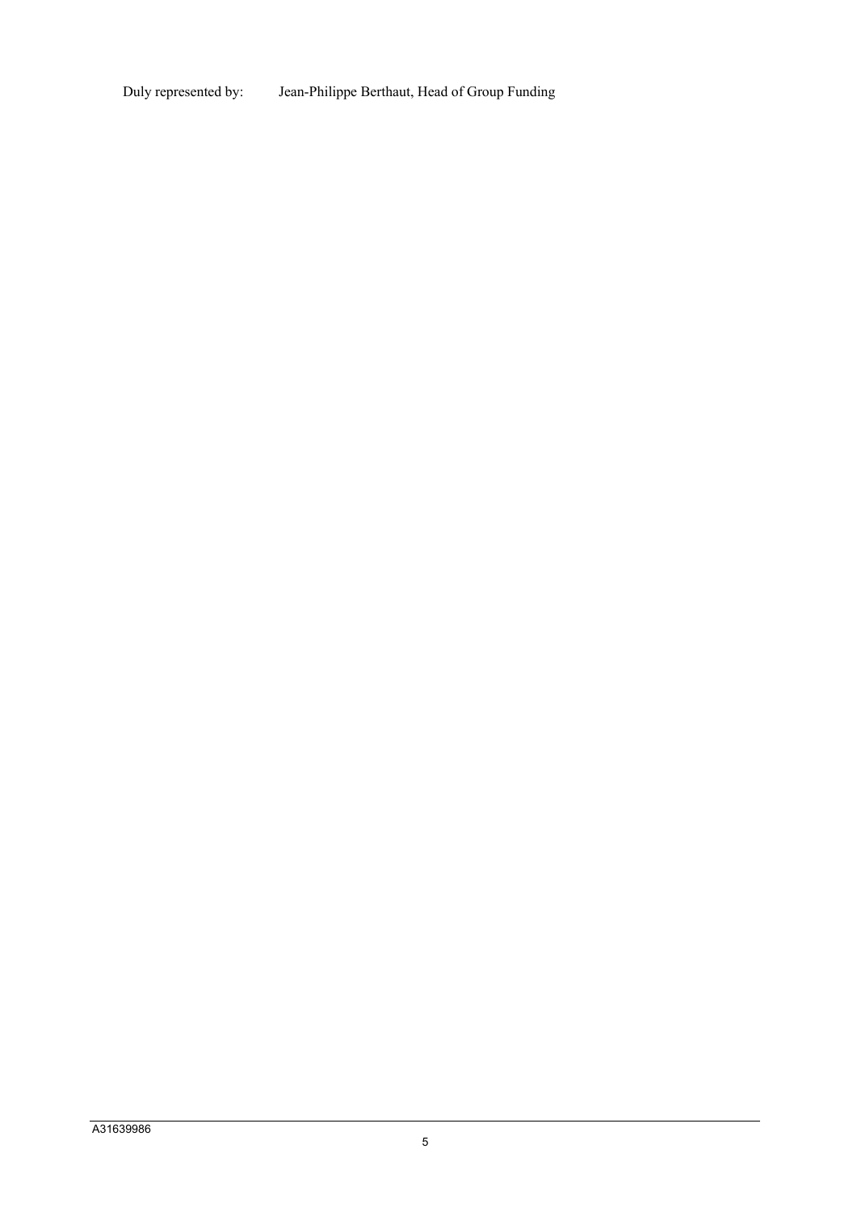Duly represented by: Jean-Philippe Berthaut, Head of Group Funding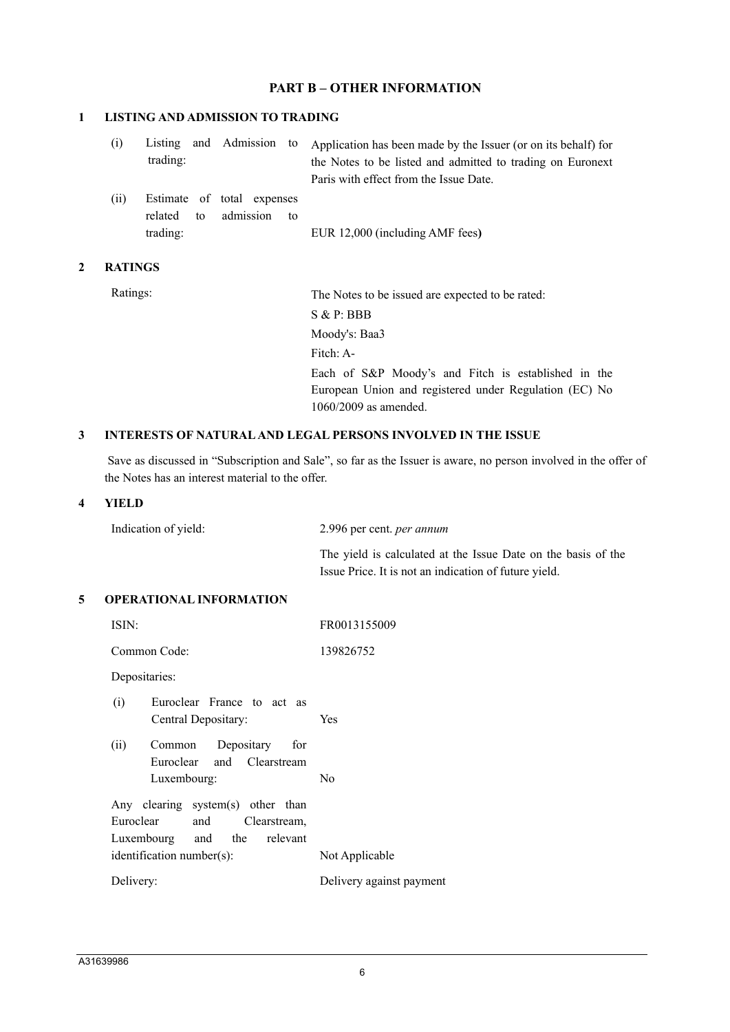## PART B – OTHER INFORMATION

### 1 LISTING AND ADMISSION TO TRADING

| | |
|---|---|
| (i) Listing and Admission to trading: | Application has been made by the Issuer (or on its behalf) for the Notes to be listed and admitted to trading on Euronext Paris with effect from the Issue Date. |
| (ii) Estimate of total expenses related to admission to trading: | EUR 12,000 (including AMF fees**)** |

### 2 RATINGS

| | |
|---|---|
| Ratings: | The Notes to be issued are expected to be rated:<br>S & P: BBB<br>Moody's: Baa3<br>Fitch: A-<br>Each of S&P Moody's and Fitch is established in the European Union and registered under Regulation (EC) No 1060/2009 as amended. |

### 3 INTERESTS OF NATURAL AND LEGAL PERSONS INVOLVED IN THE ISSUE

Save as discussed in "Subscription and Sale", so far as the Issuer is aware, no person involved in the offer of the Notes has an interest material to the offer.

### 4 YIELD

| | |
|---|---|
| Indication of yield: | 2.996 per cent. *per annum*<br>The yield is calculated at the Issue Date on the basis of the Issue Price. It is not an indication of future yield. |

### 5 OPERATIONAL INFORMATION

| | |
|---|---|
| ISIN: | FR0013155009 |
| Common Code: | 139826752 |
| Depositaries: | |
| (i) Euroclear France to act as Central Depositary: | Yes |
| (ii) Common Depositary for Euroclear and Clearstream Luxembourg: | No |
| Any clearing system(s) other than Euroclear and Clearstream, Luxembourg and the relevant identification number(s): | Not Applicable |
| Delivery: | Delivery against payment |

A31639986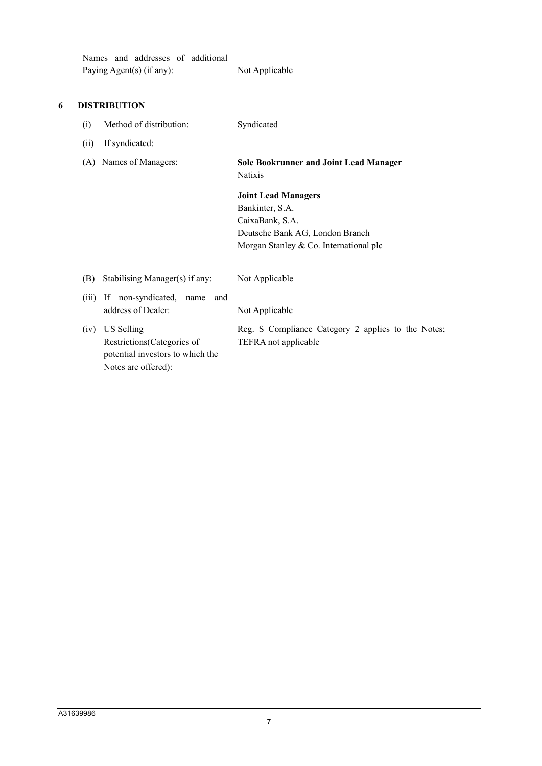| | |
|---|---|
| Names and addresses of additional Paying Agent(s) (if any): | Not Applicable |

## 6 DISTRIBUTION

| | | |
|---|---|---|
| (i) | Method of distribution: | Syndicated |
| (ii) | If syndicated: | |
| (A) | Names of Managers: | **Sole Bookrunner and Joint Lead Manager**<br>Natixis<br><br>**Joint Lead Managers**<br>Bankinter, S.A.<br>CaixaBank, S.A.<br>Deutsche Bank AG, London Branch<br>Morgan Stanley & Co. International plc |
| (B) | Stabilising Manager(s) if any: | Not Applicable |
| (iii) | If non-syndicated, name and address of Dealer: | Not Applicable |
| (iv) | US Selling Restrictions(Categories of potential investors to which the Notes are offered): | Reg. S Compliance Category 2 applies to the Notes; TEFRA not applicable |

A31639986